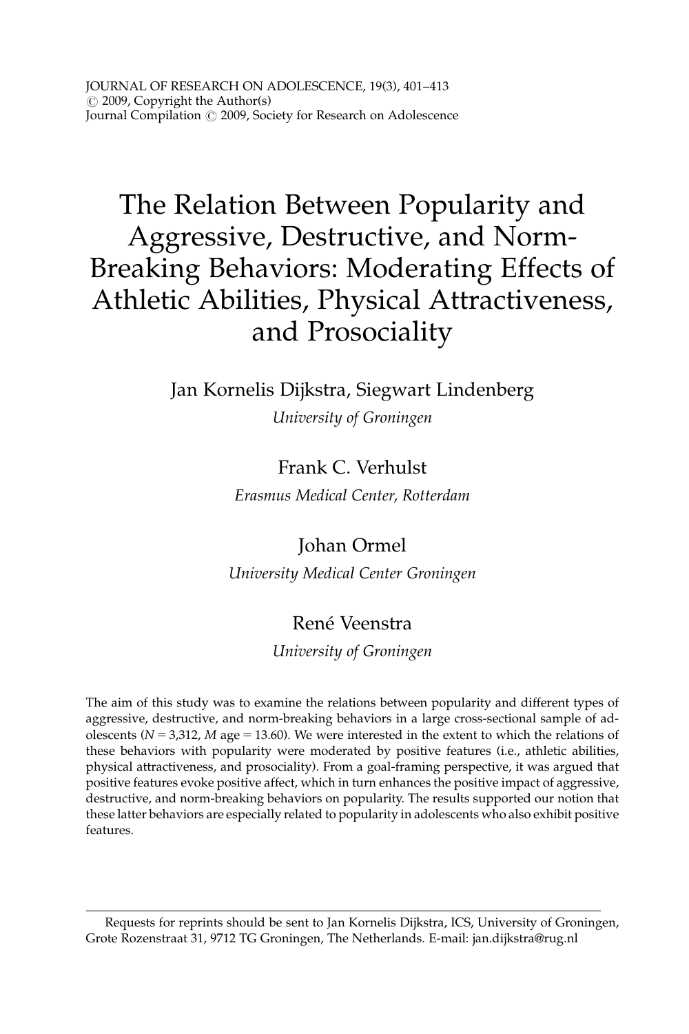JOURNAL OF RESEARCH ON ADOLESCENCE, 19(3), 401–413
© 2009, Copyright the Author(s)
Journal Compilation © 2009, Society for Research on Adolescence

# The Relation Between Popularity and Aggressive, Destructive, and Norm-Breaking Behaviors: Moderating Effects of Athletic Abilities, Physical Attractiveness, and Prosociality

Jan Kornelis Dijkstra, Siegwart Lindenberg
*University of Groningen*

Frank C. Verhulst
*Erasmus Medical Center, Rotterdam*

Johan Ormel
*University Medical Center Groningen*

René Veenstra
*University of Groningen*

The aim of this study was to examine the relations between popularity and different types of aggressive, destructive, and norm-breaking behaviors in a large cross-sectional sample of adolescents ($N = 3{,}312$, $M$ age $= 13.60$). We were interested in the extent to which the relations of these behaviors with popularity were moderated by positive features (i.e., athletic abilities, physical attractiveness, and prosociality). From a goal-framing perspective, it was argued that positive features evoke positive affect, which in turn enhances the positive impact of aggressive, destructive, and norm-breaking behaviors on popularity. The results supported our notion that these latter behaviors are especially related to popularity in adolescents who also exhibit positive features.

---

Requests for reprints should be sent to Jan Kornelis Dijkstra, ICS, University of Groningen, Grote Rozenstraat 31, 9712 TG Groningen, The Netherlands. E-mail: jan.dijkstra@rug.nl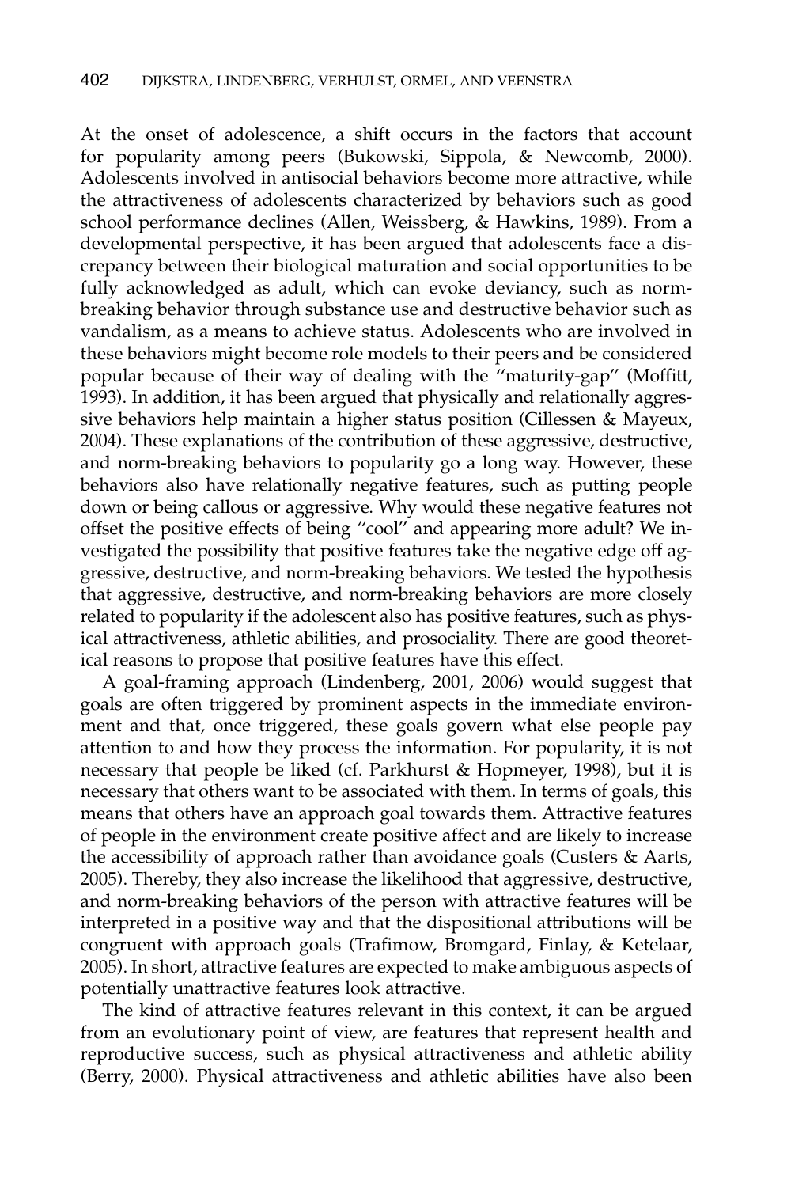At the onset of adolescence, a shift occurs in the factors that account for popularity among peers (Bukowski, Sippola, & Newcomb, 2000). Adolescents involved in antisocial behaviors become more attractive, while the attractiveness of adolescents characterized by behaviors such as good school performance declines (Allen, Weissberg, & Hawkins, 1989). From a developmental perspective, it has been argued that adolescents face a discrepancy between their biological maturation and social opportunities to be fully acknowledged as adult, which can evoke deviancy, such as norm-breaking behavior through substance use and destructive behavior such as vandalism, as a means to achieve status. Adolescents who are involved in these behaviors might become role models to their peers and be considered popular because of their way of dealing with the "maturity-gap" (Moffitt, 1993). In addition, it has been argued that physically and relationally aggressive behaviors help maintain a higher status position (Cillessen & Mayeux, 2004). These explanations of the contribution of these aggressive, destructive, and norm-breaking behaviors to popularity go a long way. However, these behaviors also have relationally negative features, such as putting people down or being callous or aggressive. Why would these negative features not offset the positive effects of being "cool" and appearing more adult? We investigated the possibility that positive features take the negative edge off aggressive, destructive, and norm-breaking behaviors. We tested the hypothesis that aggressive, destructive, and norm-breaking behaviors are more closely related to popularity if the adolescent also has positive features, such as physical attractiveness, athletic abilities, and prosociality. There are good theoretical reasons to propose that positive features have this effect.

A goal-framing approach (Lindenberg, 2001, 2006) would suggest that goals are often triggered by prominent aspects in the immediate environment and that, once triggered, these goals govern what else people pay attention to and how they process the information. For popularity, it is not necessary that people be liked (cf. Parkhurst & Hopmeyer, 1998), but it is necessary that others want to be associated with them. In terms of goals, this means that others have an approach goal towards them. Attractive features of people in the environment create positive affect and are likely to increase the accessibility of approach rather than avoidance goals (Custers & Aarts, 2005). Thereby, they also increase the likelihood that aggressive, destructive, and norm-breaking behaviors of the person with attractive features will be interpreted in a positive way and that the dispositional attributions will be congruent with approach goals (Trafimow, Bromgard, Finlay, & Ketelaar, 2005). In short, attractive features are expected to make ambiguous aspects of potentially unattractive features look attractive.

The kind of attractive features relevant in this context, it can be argued from an evolutionary point of view, are features that represent health and reproductive success, such as physical attractiveness and athletic ability (Berry, 2000). Physical attractiveness and athletic abilities have also been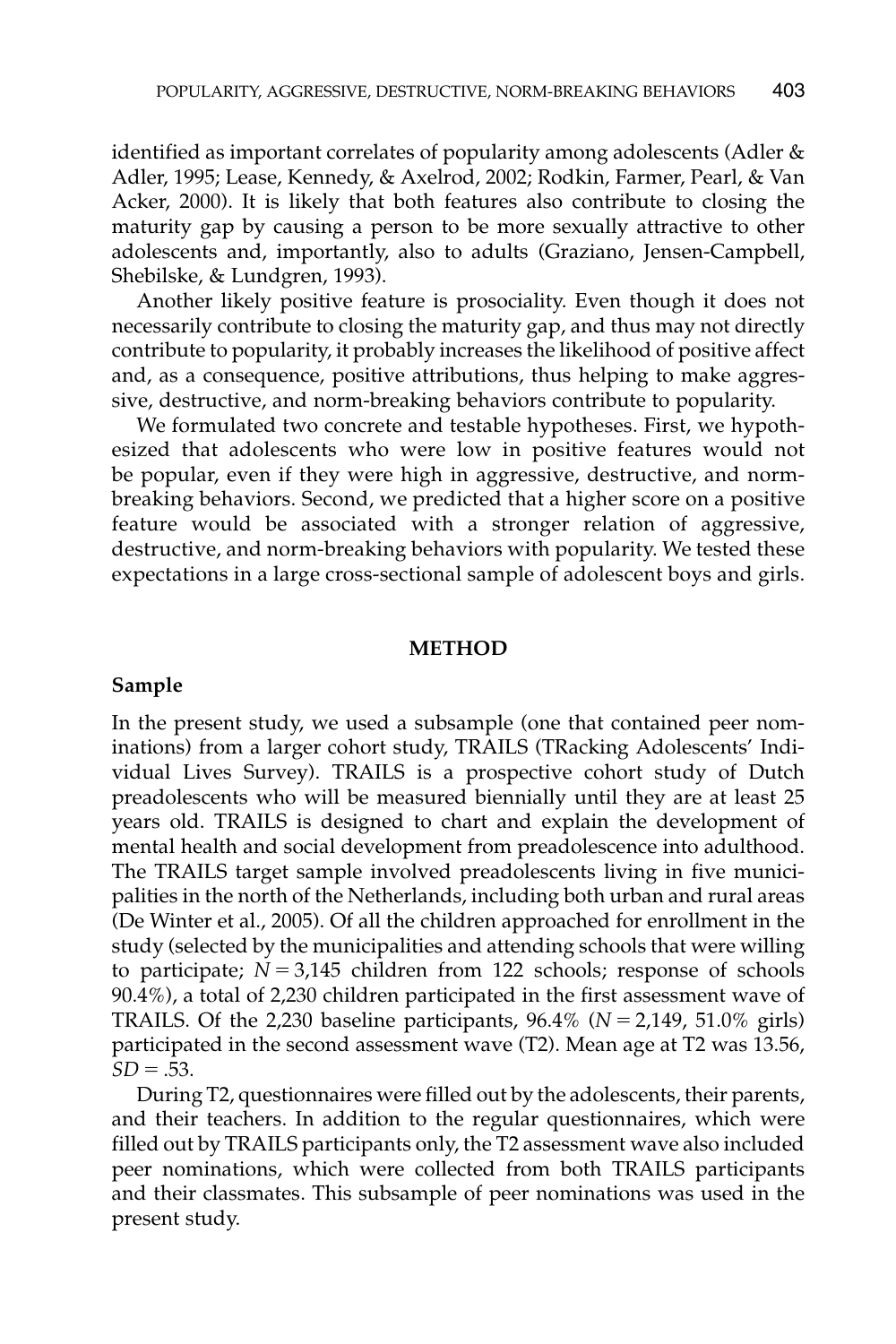identified as important correlates of popularity among adolescents (Adler & Adler, 1995; Lease, Kennedy, & Axelrod, 2002; Rodkin, Farmer, Pearl, & Van Acker, 2000). It is likely that both features also contribute to closing the maturity gap by causing a person to be more sexually attractive to other adolescents and, importantly, also to adults (Graziano, Jensen-Campbell, Shebilske, & Lundgren, 1993).

Another likely positive feature is prosociality. Even though it does not necessarily contribute to closing the maturity gap, and thus may not directly contribute to popularity, it probably increases the likelihood of positive affect and, as a consequence, positive attributions, thus helping to make aggressive, destructive, and norm-breaking behaviors contribute to popularity.

We formulated two concrete and testable hypotheses. First, we hypothesized that adolescents who were low in positive features would not be popular, even if they were high in aggressive, destructive, and norm-breaking behaviors. Second, we predicted that a higher score on a positive feature would be associated with a stronger relation of aggressive, destructive, and norm-breaking behaviors with popularity. We tested these expectations in a large cross-sectional sample of adolescent boys and girls.

## METHOD

### Sample

In the present study, we used a subsample (one that contained peer nominations) from a larger cohort study, TRAILS (TRacking Adolescents' Individual Lives Survey). TRAILS is a prospective cohort study of Dutch preadolescents who will be measured biennially until they are at least 25 years old. TRAILS is designed to chart and explain the development of mental health and social development from preadolescence into adulthood. The TRAILS target sample involved preadolescents living in five municipalities in the north of the Netherlands, including both urban and rural areas (De Winter et al., 2005). Of all the children approached for enrollment in the study (selected by the municipalities and attending schools that were willing to participate; $N = 3{,}145$ children from 122 schools; response of schools 90.4%), a total of 2,230 children participated in the first assessment wave of TRAILS. Of the 2,230 baseline participants, 96.4% ($N = 2{,}149$, 51.0% girls) participated in the second assessment wave (T2). Mean age at T2 was 13.56, $SD = .53$.

During T2, questionnaires were filled out by the adolescents, their parents, and their teachers. In addition to the regular questionnaires, which were filled out by TRAILS participants only, the T2 assessment wave also included peer nominations, which were collected from both TRAILS participants and their classmates. This subsample of peer nominations was used in the present study.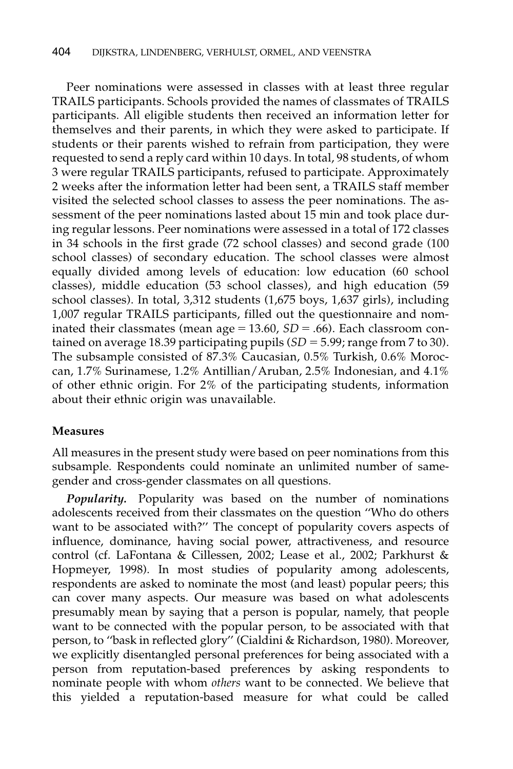Peer nominations were assessed in classes with at least three regular TRAILS participants. Schools provided the names of classmates of TRAILS participants. All eligible students then received an information letter for themselves and their parents, in which they were asked to participate. If students or their parents wished to refrain from participation, they were requested to send a reply card within 10 days. In total, 98 students, of whom 3 were regular TRAILS participants, refused to participate. Approximately 2 weeks after the information letter had been sent, a TRAILS staff member visited the selected school classes to assess the peer nominations. The assessment of the peer nominations lasted about 15 min and took place during regular lessons. Peer nominations were assessed in a total of 172 classes in 34 schools in the first grade (72 school classes) and second grade (100 school classes) of secondary education. The school classes were almost equally divided among levels of education: low education (60 school classes), middle education (53 school classes), and high education (59 school classes). In total, 3,312 students (1,675 boys, 1,637 girls), including 1,007 regular TRAILS participants, filled out the questionnaire and nominated their classmates (mean age = 13.60, *SD* = .66). Each classroom contained on average 18.39 participating pupils (*SD* = 5.99; range from 7 to 30). The subsample consisted of 87.3% Caucasian, 0.5% Turkish, 0.6% Moroccan, 1.7% Surinamese, 1.2% Antillian/Aruban, 2.5% Indonesian, and 4.1% of other ethnic origin. For 2% of the participating students, information about their ethnic origin was unavailable.

## Measures

All measures in the present study were based on peer nominations from this subsample. Respondents could nominate an unlimited number of same-gender and cross-gender classmates on all questions.

***Popularity.*** Popularity was based on the number of nominations adolescents received from their classmates on the question ''Who do others want to be associated with?'' The concept of popularity covers aspects of influence, dominance, having social power, attractiveness, and resource control (cf. LaFontana & Cillessen, 2002; Lease et al., 2002; Parkhurst & Hopmeyer, 1998). In most studies of popularity among adolescents, respondents are asked to nominate the most (and least) popular peers; this can cover many aspects. Our measure was based on what adolescents presumably mean by saying that a person is popular, namely, that people want to be connected with the popular person, to be associated with that person, to ''bask in reflected glory'' (Cialdini & Richardson, 1980). Moreover, we explicitly disentangled personal preferences for being associated with a person from reputation-based preferences by asking respondents to nominate people with whom *others* want to be connected. We believe that this yielded a reputation-based measure for what could be called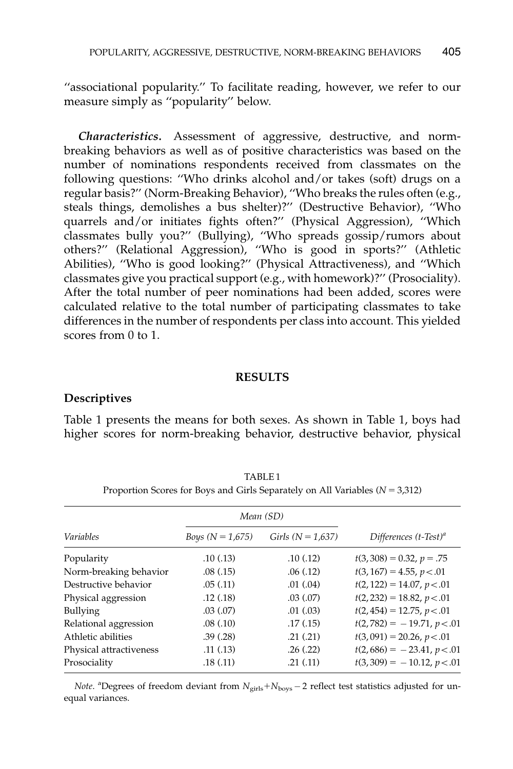"associational popularity." To facilitate reading, however, we refer to our measure simply as "popularity" below.

***Characteristics.*** Assessment of aggressive, destructive, and norm-breaking behaviors as well as of positive characteristics was based on the number of nominations respondents received from classmates on the following questions: "Who drinks alcohol and/or takes (soft) drugs on a regular basis?" (Norm-Breaking Behavior), "Who breaks the rules often (e.g., steals things, demolishes a bus shelter)?" (Destructive Behavior), "Who quarrels and/or initiates fights often?" (Physical Aggression), "Which classmates bully you?" (Bullying), "Who spreads gossip/rumors about others?" (Relational Aggression), "Who is good in sports?" (Athletic Abilities), "Who is good looking?" (Physical Attractiveness), and "Which classmates give you practical support (e.g., with homework)?" (Prosociality). After the total number of peer nominations had been added, scores were calculated relative to the total number of participating classmates to take differences in the number of respondents per class into account. This yielded scores from 0 to 1.

## RESULTS

### Descriptives

Table 1 presents the means for both sexes. As shown in Table 1, boys had higher scores for norm-breaking behavior, destructive behavior, physical

TABLE 1
Proportion Scores for Boys and Girls Separately on All Variables ($N = 3{,}312$)

| | *Mean (SD)* | | |
|---|---|---|---|
| *Variables* | *Boys ($N = 1{,}675$)* | *Girls ($N = 1{,}637$)* | *Differences (t-Test)*[a] |
| Popularity | .10 (.13) | .10 (.12) | $t(3{,}308) = 0.32$, $p = .75$ |
| Norm-breaking behavior | .08 (.15) | .06 (.12) | $t(3{,}167) = 4.55$, $p < .01$ |
| Destructive behavior | .05 (.11) | .01 (.04) | $t(2{,}122) = 14.07$, $p < .01$ |
| Physical aggression | .12 (.18) | .03 (.07) | $t(2{,}232) = 18.82$, $p < .01$ |
| Bullying | .03 (.07) | .01 (.03) | $t(2{,}454) = 12.75$, $p < .01$ |
| Relational aggression | .08 (.10) | .17 (.15) | $t(2{,}782) = -19.71$, $p < .01$ |
| Athletic abilities | .39 (.28) | .21 (.21) | $t(3{,}091) = 20.26$, $p < .01$ |
| Physical attractiveness | .11 (.13) | .26 (.22) | $t(2{,}686) = -23.41$, $p < .01$ |
| Prosociality | .18 (.11) | .21 (.11) | $t(3{,}309) = -10.12$, $p < .01$ |

*Note.* [a]Degrees of freedom deviant from $N_{girls} + N_{boys} - 2$ reflect test statistics adjusted for unequal variances.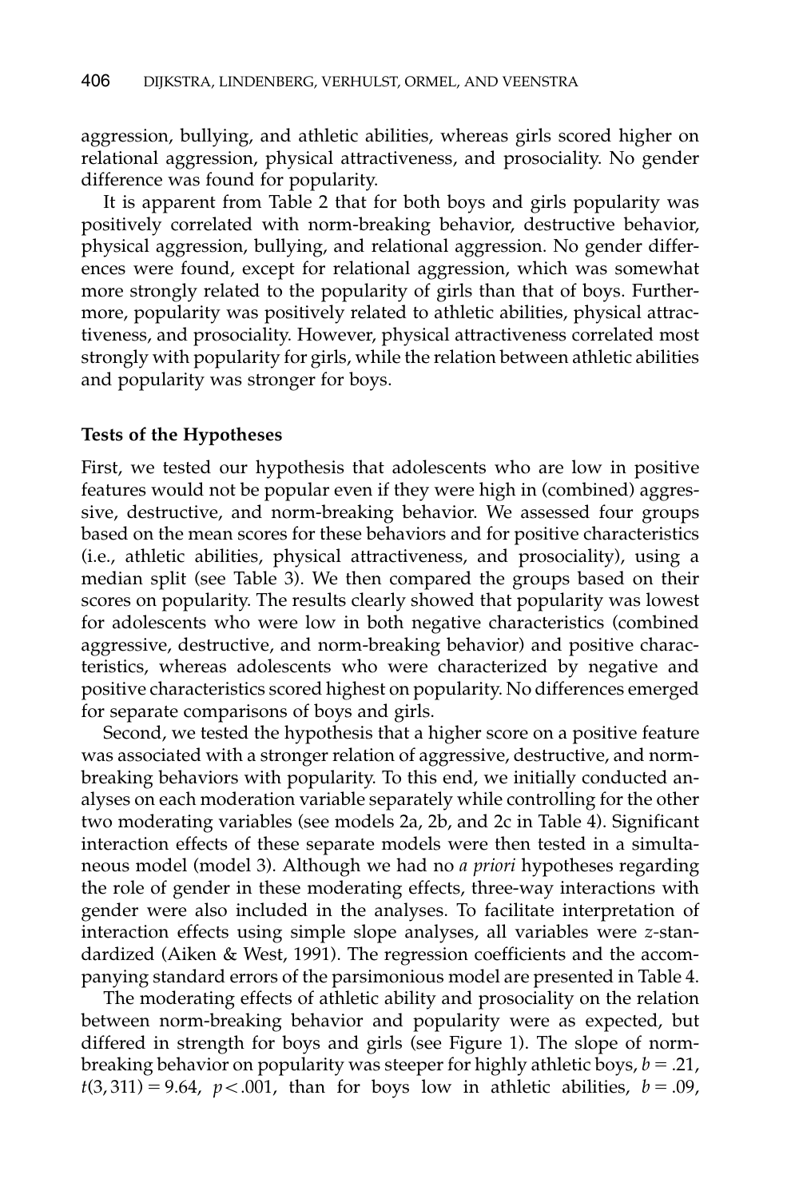aggression, bullying, and athletic abilities, whereas girls scored higher on relational aggression, physical attractiveness, and prosociality. No gender difference was found for popularity.

It is apparent from Table 2 that for both boys and girls popularity was positively correlated with norm-breaking behavior, destructive behavior, physical aggression, bullying, and relational aggression. No gender differences were found, except for relational aggression, which was somewhat more strongly related to the popularity of girls than that of boys. Furthermore, popularity was positively related to athletic abilities, physical attractiveness, and prosociality. However, physical attractiveness correlated most strongly with popularity for girls, while the relation between athletic abilities and popularity was stronger for boys.

**Tests of the Hypotheses**

First, we tested our hypothesis that adolescents who are low in positive features would not be popular even if they were high in (combined) aggressive, destructive, and norm-breaking behavior. We assessed four groups based on the mean scores for these behaviors and for positive characteristics (i.e., athletic abilities, physical attractiveness, and prosociality), using a median split (see Table 3). We then compared the groups based on their scores on popularity. The results clearly showed that popularity was lowest for adolescents who were low in both negative characteristics (combined aggressive, destructive, and norm-breaking behavior) and positive characteristics, whereas adolescents who were characterized by negative and positive characteristics scored highest on popularity. No differences emerged for separate comparisons of boys and girls.

Second, we tested the hypothesis that a higher score on a positive feature was associated with a stronger relation of aggressive, destructive, and norm-breaking behaviors with popularity. To this end, we initially conducted analyses on each moderation variable separately while controlling for the other two moderating variables (see models 2a, 2b, and 2c in Table 4). Significant interaction effects of these separate models were then tested in a simultaneous model (model 3). Although we had no *a priori* hypotheses regarding the role of gender in these moderating effects, three-way interactions with gender were also included in the analyses. To facilitate interpretation of interaction effects using simple slope analyses, all variables were $z$-standardized (Aiken & West, 1991). The regression coefficients and the accompanying standard errors of the parsimonious model are presented in Table 4.

The moderating effects of athletic ability and prosociality on the relation between norm-breaking behavior and popularity were as expected, but differed in strength for boys and girls (see Figure 1). The slope of norm-breaking behavior on popularity was steeper for highly athletic boys, $b = .21$, $t(3, 311) = 9.64$, $p < .001$, than for boys low in athletic abilities, $b = .09$,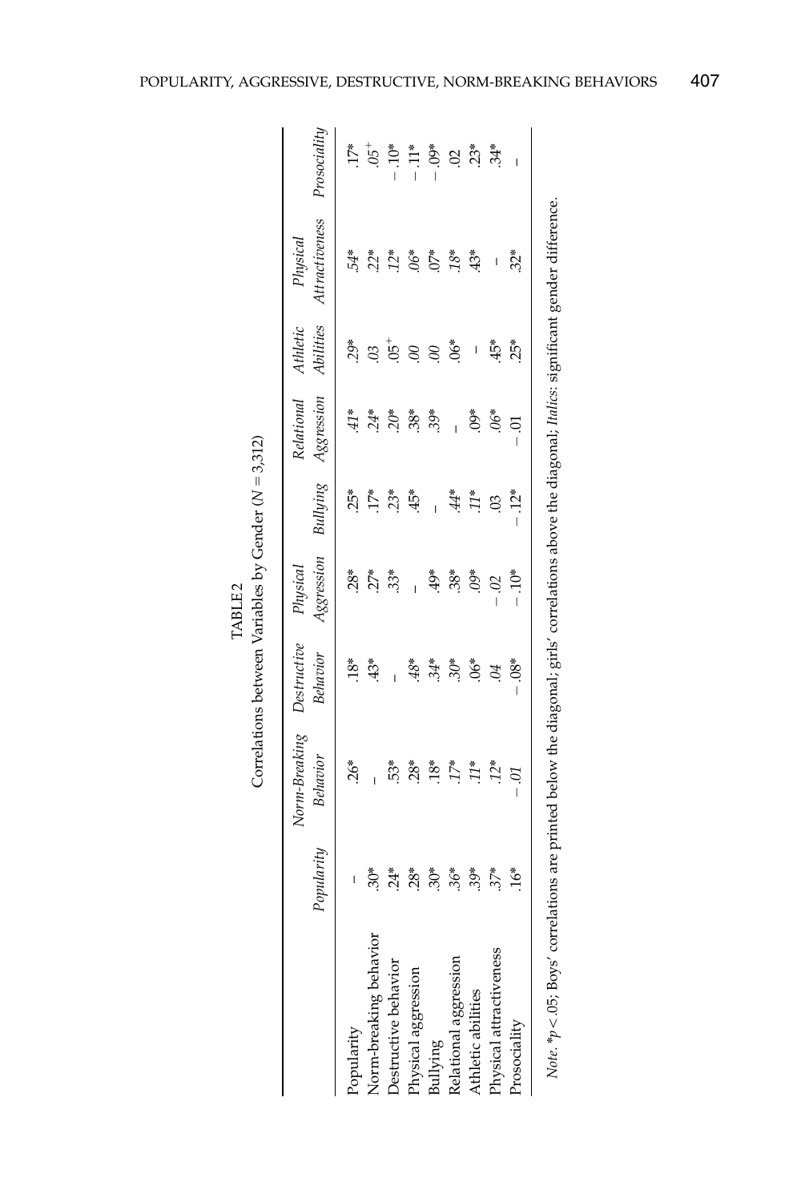TABLE 2

Correlations between Variables by Gender ($N = 3{,}312$)

| | Popularity | Norm-Breaking Behavior | Destructive Behavior | Physical Aggression | Bullying | Relational Aggression | Athletic Abilities | Physical Attractiveness | Prosociality |
|---|---|---|---|---|---|---|---|---|---|
| Popularity | – | .26* | .18* | .28* | .25* | *.41** | .29* | *.54** | .17* |
| Norm-breaking behavior | .30* | – | *.43** | .27* | .17* | .24* | *.03* | .22* | *.05*$^{+}$ |
| Destructive behavior | .24* | .53* | – | .33* | .23* | .20* | .05$^{+}$ | .12* | −.10* |
| Physical aggression | .28* | .28* | *.48** | – | .45* | .38* | .00 | *.06** | −.11* |
| Bullying | .30* | .18* | .34* | .49* | – | .39* | .00 | .07* | −.09* |
| Relational aggression | .36* | .17* | .30* | .38* | *.44** | – | .06* | .18* | .02 |
| Athletic abilities | .39* | *.11** | .06* | .09* | *.11** | .09* | – | .43* | .23* |
| Physical attractiveness | .37* | .12* | *.04* | −.02 | .03 | .06* | .45* | – | .34* |
| Prosociality | .16* | −.01 | −.08* | −.10* | −.12* | −.01 | .25* | .32* | – |

*Note.* *$p < .05$; Boys' correlations are printed below the diagonal; girls' correlations above the diagonal; *Italics*: significant gender difference.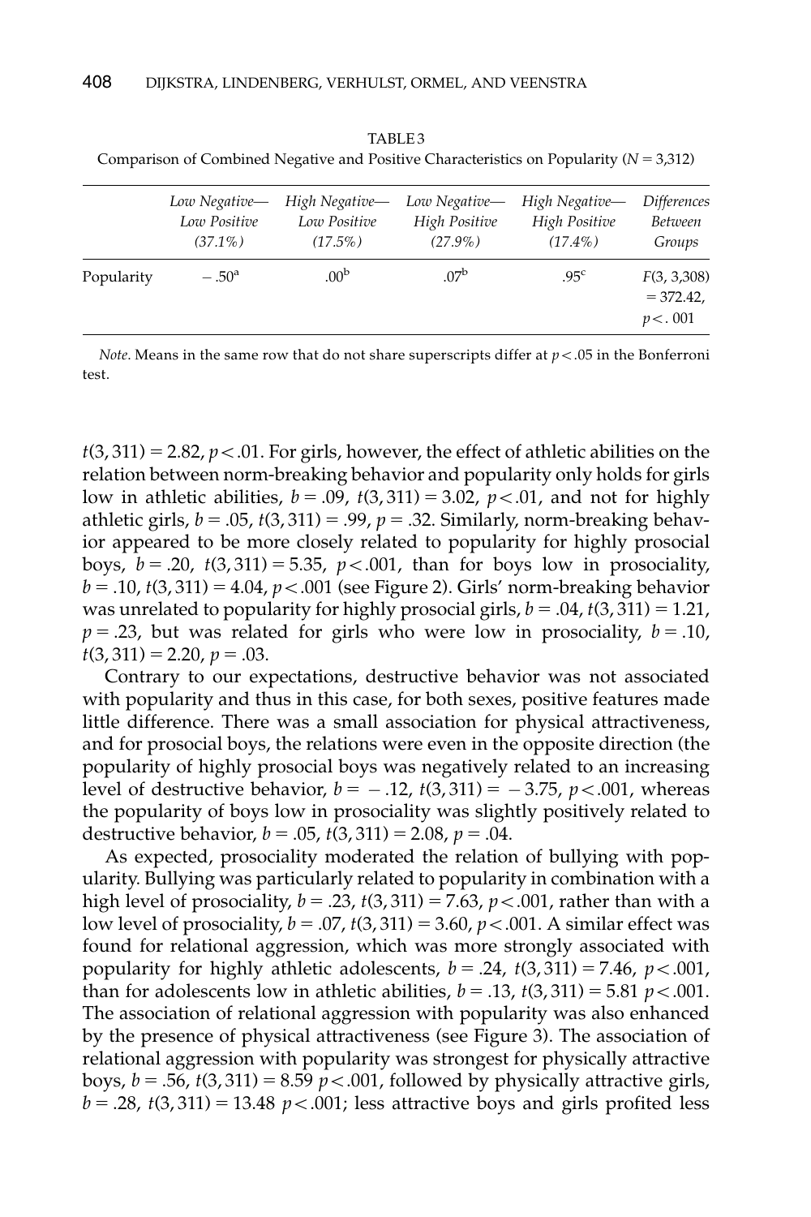TABLE 3
Comparison of Combined Negative and Positive Characteristics on Popularity ($N = 3{,}312$)

| | *Low Negative—Low Positive (37.1%)* | *High Negative—Low Positive (17.5%)* | *Low Negative—High Positive (27.9%)* | *High Negative—High Positive (17.4%)* | *Differences Between Groups* |
|---|---|---|---|---|---|
| Popularity | $-.50^{a}$ | $.00^{b}$ | $.07^{b}$ | $.95^{c}$ | $F(3, 3{,}308) = 372.42$, $p < .001$ |

*Note*. Means in the same row that do not share superscripts differ at $p < .05$ in the Bonferroni test.

$t(3, 311) = 2.82$, $p < .01$. For girls, however, the effect of athletic abilities on the relation between norm-breaking behavior and popularity only holds for girls low in athletic abilities, $b = .09$, $t(3, 311) = 3.02$, $p < .01$, and not for highly athletic girls, $b = .05$, $t(3, 311) = .99$, $p = .32$. Similarly, norm-breaking behavior appeared to be more closely related to popularity for highly prosocial boys, $b = .20$, $t(3, 311) = 5.35$, $p < .001$, than for boys low in prosociality, $b = .10$, $t(3, 311) = 4.04$, $p < .001$ (see Figure 2). Girls' norm-breaking behavior was unrelated to popularity for highly prosocial girls, $b = .04$, $t(3, 311) = 1.21$, $p = .23$, but was related for girls who were low in prosociality, $b = .10$, $t(3, 311) = 2.20$, $p = .03$.

Contrary to our expectations, destructive behavior was not associated with popularity and thus in this case, for both sexes, positive features made little difference. There was a small association for physical attractiveness, and for prosocial boys, the relations were even in the opposite direction (the popularity of highly prosocial boys was negatively related to an increasing level of destructive behavior, $b = -.12$, $t(3, 311) = -3.75$, $p < .001$, whereas the popularity of boys low in prosociality was slightly positively related to destructive behavior, $b = .05$, $t(3, 311) = 2.08$, $p = .04$.

As expected, prosociality moderated the relation of bullying with popularity. Bullying was particularly related to popularity in combination with a high level of prosociality, $b = .23$, $t(3, 311) = 7.63$, $p < .001$, rather than with a low level of prosociality, $b = .07$, $t(3, 311) = 3.60$, $p < .001$. A similar effect was found for relational aggression, which was more strongly associated with popularity for highly athletic adolescents, $b = .24$, $t(3, 311) = 7.46$, $p < .001$, than for adolescents low in athletic abilities, $b = .13$, $t(3, 311) = 5.81$ $p < .001$. The association of relational aggression with popularity was also enhanced by the presence of physical attractiveness (see Figure 3). The association of relational aggression with popularity was strongest for physically attractive boys, $b = .56$, $t(3, 311) = 8.59$ $p < .001$, followed by physically attractive girls, $b = .28$, $t(3, 311) = 13.48$ $p < .001$; less attractive boys and girls profited less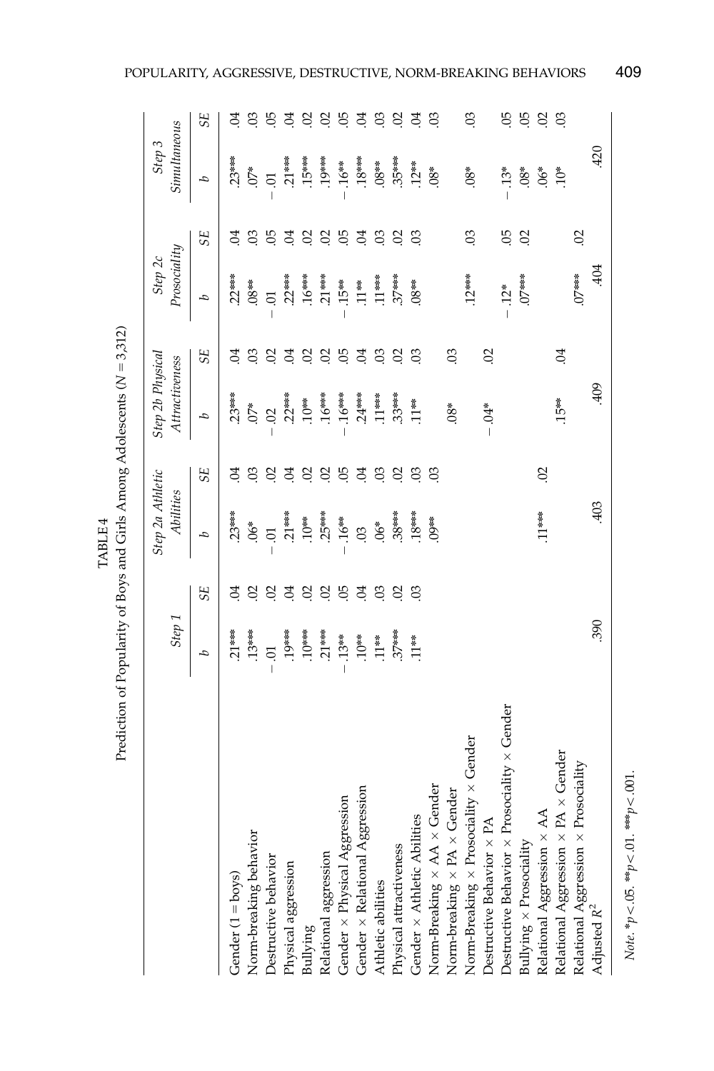TABLE 4
Prediction of Popularity of Boys and Girls Among Adolescents ($N = 3,312$)

| | Step 1 | | Step 2a Athletic Abilities | | Step 2b Physical Attractiveness | | Step 2c Prosociality | | Step 3 Simultaneous | |
|---|---|---|---|---|---|---|---|---|---|---|
| | *b* | *SE* | *b* | *SE* | *b* | *SE* | *b* | *SE* | *b* | *SE* |
| Gender (1 = boys) | .21*** | .04 | .23*** | .04 | .23*** | .04 | .22*** | .04 | .23*** | .04 |
| Norm-breaking behavior | .13*** | .02 | .06* | .03 | .07* | .03 | .08** | .03 | .07* | .03 |
| Destructive behavior | −.01 | .02 | −.01 | .02 | −.02 | .02 | −.01 | .05 | −.01 | .05 |
| Physical aggression | .19*** | .04 | .21*** | .04 | .22*** | .04 | .22*** | .04 | .21*** | .04 |
| Bullying | .10*** | .02 | .10** | .02 | .10** | .02 | .16*** | .02 | .15*** | .02 |
| Relational aggression | .21*** | .02 | .25*** | .02 | .16*** | .02 | .21*** | .02 | .19*** | .02 |
| Gender × Physical Aggression | −.13** | .05 | −.16** | .05 | −.16*** | .05 | −.15** | .05 | −.16** | .05 |
| Gender × Relational Aggression | .10** | .04 | .03 | .04 | .24*** | .04 | .11** | .04 | .18*** | .04 |
| Athletic abilities | .11** | .03 | .06* | .03 | .11*** | .03 | .11*** | .03 | .08** | .03 |
| Physical attractiveness | .37*** | .02 | .38*** | .02 | .33*** | .02 | .37*** | .02 | .35*** | .02 |
| Gender × Athletic Abilities | .11** | .03 | .18*** | .03 | .11** | .03 | .08** | .03 | .12** | .04 |
| Norm-Breaking × AA × Gender | | | .09** | .03 | | | | | .08* | .03 |
| Norm-breaking × PA × Gender | | | | | .08* | .03 | | | | |
| Norm-Breaking × Prosociality × Gender | | | | | | | .12*** | .03 | .08* | .03 |
| Destructive Behavior × PA | | | | | −.04* | .02 | | | | |
| Destructive Behavior × Prosociality × Gender | | | | | | | −.12* | .05 | −.13* | .05 |
| Bullying × Prosociality | | | | | | | .07*** | .02 | .08* | .05 |
| Relational Aggression × AA | | | .11*** | .02 | | | | | .06* | .02 |
| Relational Aggression × PA × Gender | | | | | .15** | .04 | | | .10* | .03 |
| Relational Aggression × Prosociality | | | | | | | .07*** | .02 | | |
| Adjusted $R^2$ | .390 | | .403 | | .409 | | .404 | | .420 | |

*Note.* $^{*}p < .05$. $^{**}p < .01$. $^{***}p < .001$.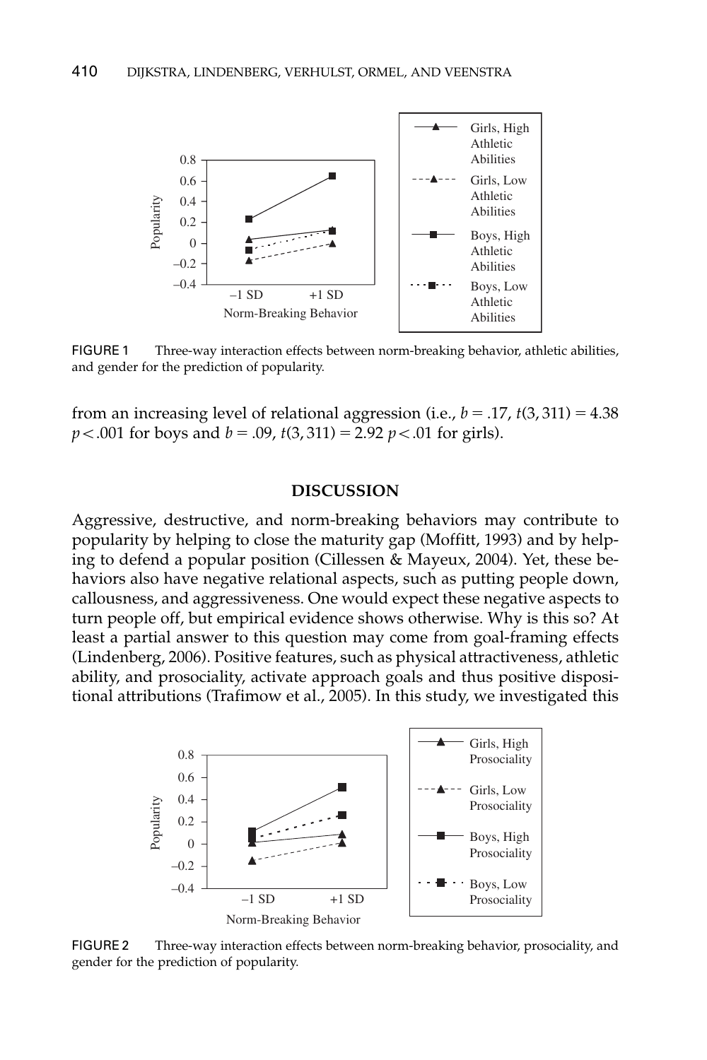FIGURE 1 Three-way interaction effects between norm-breaking behavior, athletic abilities, and gender for the prediction of popularity.

from an increasing level of relational aggression (i.e., $b = .17$, $t(3, 311) = 4.38$ $p < .001$ for boys and $b = .09$, $t(3, 311) = 2.92$ $p < .01$ for girls).

## DISCUSSION

Aggressive, destructive, and norm-breaking behaviors may contribute to popularity by helping to close the maturity gap (Moffitt, 1993) and by helping to defend a popular position (Cillessen & Mayeux, 2004). Yet, these behaviors also have negative relational aspects, such as putting people down, callousness, and aggressiveness. One would expect these negative aspects to turn people off, but empirical evidence shows otherwise. Why is this so? At least a partial answer to this question may come from goal-framing effects (Lindenberg, 2006). Positive features, such as physical attractiveness, athletic ability, and prosociality, activate approach goals and thus positive dispositional attributions (Trafimow et al., 2005). In this study, we investigated this

FIGURE 2 Three-way interaction effects between norm-breaking behavior, prosociality, and gender for the prediction of popularity.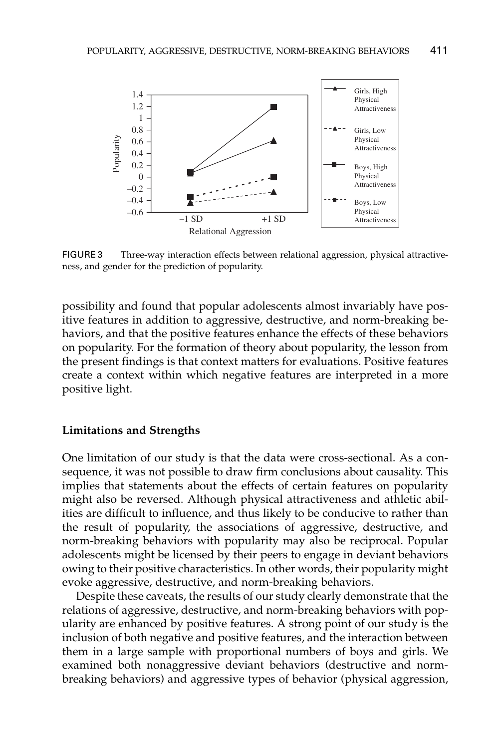FIGURE 3 Three-way interaction effects between relational aggression, physical attractiveness, and gender for the prediction of popularity.

possibility and found that popular adolescents almost invariably have positive features in addition to aggressive, destructive, and norm-breaking behaviors, and that the positive features enhance the effects of these behaviors on popularity. For the formation of theory about popularity, the lesson from the present findings is that context matters for evaluations. Positive features create a context within which negative features are interpreted in a more positive light.

### Limitations and Strengths

One limitation of our study is that the data were cross-sectional. As a consequence, it was not possible to draw firm conclusions about causality. This implies that statements about the effects of certain features on popularity might also be reversed. Although physical attractiveness and athletic abilities are difficult to influence, and thus likely to be conducive to rather than the result of popularity, the associations of aggressive, destructive, and norm-breaking behaviors with popularity may also be reciprocal. Popular adolescents might be licensed by their peers to engage in deviant behaviors owing to their positive characteristics. In other words, their popularity might evoke aggressive, destructive, and norm-breaking behaviors.

Despite these caveats, the results of our study clearly demonstrate that the relations of aggressive, destructive, and norm-breaking behaviors with popularity are enhanced by positive features. A strong point of our study is the inclusion of both negative and positive features, and the interaction between them in a large sample with proportional numbers of boys and girls. We examined both nonaggressive deviant behaviors (destructive and norm-breaking behaviors) and aggressive types of behavior (physical aggression,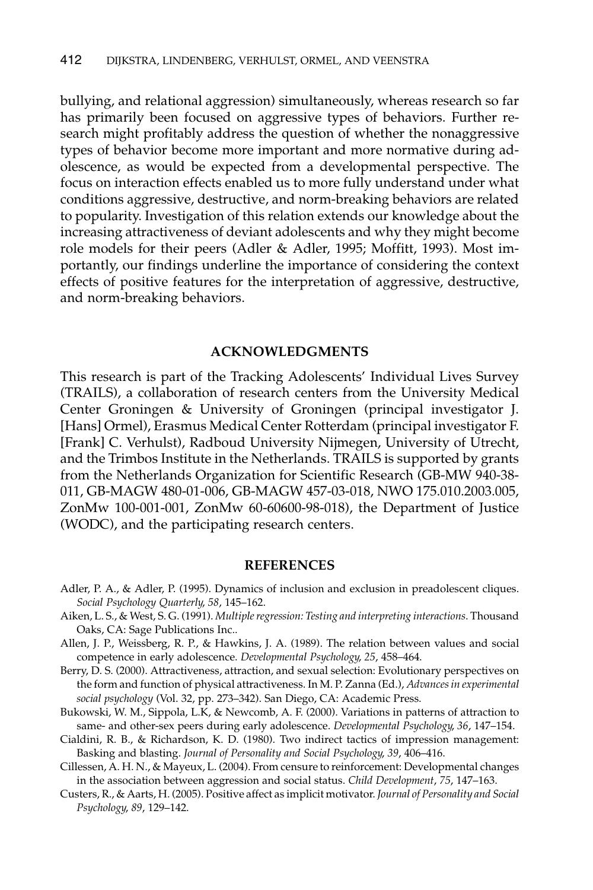bullying, and relational aggression) simultaneously, whereas research so far has primarily been focused on aggressive types of behaviors. Further research might profitably address the question of whether the nonaggressive types of behavior become more important and more normative during adolescence, as would be expected from a developmental perspective. The focus on interaction effects enabled us to more fully understand under what conditions aggressive, destructive, and norm-breaking behaviors are related to popularity. Investigation of this relation extends our knowledge about the increasing attractiveness of deviant adolescents and why they might become role models for their peers (Adler & Adler, 1995; Moffitt, 1993). Most importantly, our findings underline the importance of considering the context effects of positive features for the interpretation of aggressive, destructive, and norm-breaking behaviors.

## ACKNOWLEDGMENTS

This research is part of the Tracking Adolescents' Individual Lives Survey (TRAILS), a collaboration of research centers from the University Medical Center Groningen & University of Groningen (principal investigator J. [Hans] Ormel), Erasmus Medical Center Rotterdam (principal investigator F. [Frank] C. Verhulst), Radboud University Nijmegen, University of Utrecht, and the Trimbos Institute in the Netherlands. TRAILS is supported by grants from the Netherlands Organization for Scientific Research (GB-MW 940-38-011, GB-MAGW 480-01-006, GB-MAGW 457-03-018, NWO 175.010.2003.005, ZonMw 100-001-001, ZonMw 60-60600-98-018), the Department of Justice (WODC), and the participating research centers.

## REFERENCES

Adler, P. A., & Adler, P. (1995). Dynamics of inclusion and exclusion in preadolescent cliques. *Social Psychology Quarterly, 58*, 145–162.

Aiken, L. S., & West, S. G. (1991). *Multiple regression: Testing and interpreting interactions*. Thousand Oaks, CA: Sage Publications Inc..

Allen, J. P., Weissberg, R. P., & Hawkins, J. A. (1989). The relation between values and social competence in early adolescence. *Developmental Psychology, 25*, 458–464.

Berry, D. S. (2000). Attractiveness, attraction, and sexual selection: Evolutionary perspectives on the form and function of physical attractiveness. In M. P. Zanna (Ed.), *Advances in experimental social psychology* (Vol. 32, pp. 273–342). San Diego, CA: Academic Press.

Bukowski, W. M., Sippola, L.K, & Newcomb, A. F. (2000). Variations in patterns of attraction to same- and other-sex peers during early adolescence. *Developmental Psychology, 36*, 147–154.

Cialdini, R. B., & Richardson, K. D. (1980). Two indirect tactics of impression management: Basking and blasting. *Journal of Personality and Social Psychology, 39*, 406–416.

Cillessen, A. H. N., & Mayeux, L. (2004). From censure to reinforcement: Developmental changes in the association between aggression and social status. *Child Development*, *75*, 147–163.

Custers, R., & Aarts, H. (2005). Positive affect as implicit motivator. *Journal of Personality and Social Psychology, 89*, 129–142.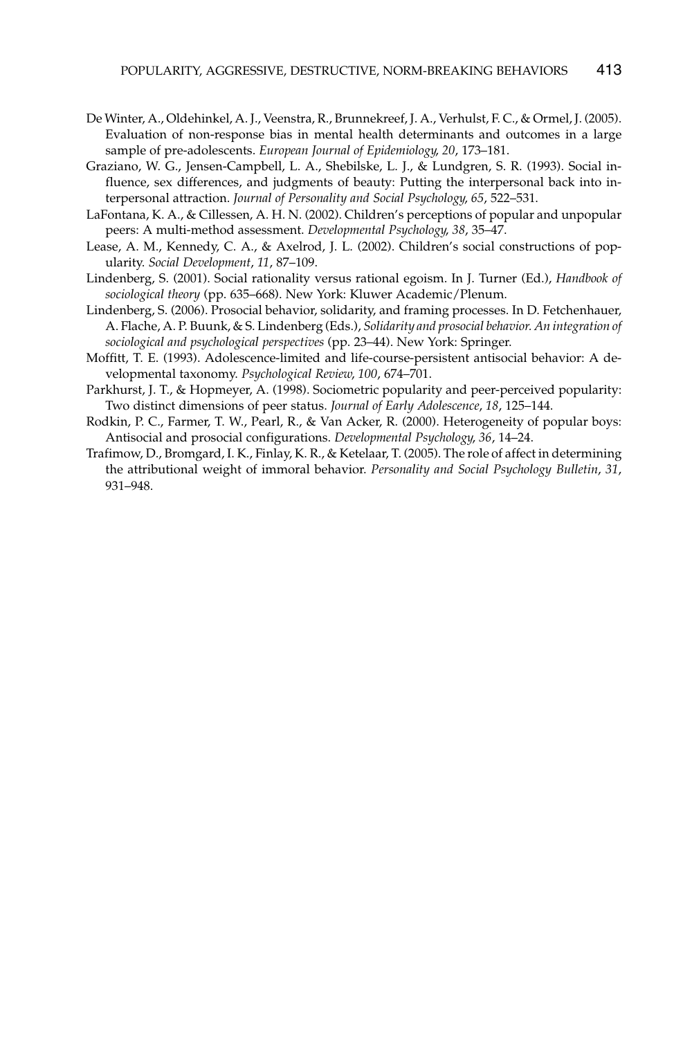De Winter, A., Oldehinkel, A. J., Veenstra, R., Brunnekreef, J. A., Verhulst, F. C., & Ormel, J. (2005). Evaluation of non-response bias in mental health determinants and outcomes in a large sample of pre-adolescents. *European Journal of Epidemiology*, *20*, 173–181.

Graziano, W. G., Jensen-Campbell, L. A., Shebilske, L. J., & Lundgren, S. R. (1993). Social influence, sex differences, and judgments of beauty: Putting the interpersonal back into interpersonal attraction. *Journal of Personality and Social Psychology*, *65*, 522–531.

LaFontana, K. A., & Cillessen, A. H. N. (2002). Children's perceptions of popular and unpopular peers: A multi-method assessment. *Developmental Psychology*, *38*, 35–47.

Lease, A. M., Kennedy, C. A., & Axelrod, J. L. (2002). Children's social constructions of popularity. *Social Development*, *11*, 87–109.

Lindenberg, S. (2001). Social rationality versus rational egoism. In J. Turner (Ed.), *Handbook of sociological theory* (pp. 635–668). New York: Kluwer Academic/Plenum.

Lindenberg, S. (2006). Prosocial behavior, solidarity, and framing processes. In D. Fetchenhauer, A. Flache, A. P. Buunk, & S. Lindenberg (Eds.), *Solidarity and prosocial behavior. An integration of sociological and psychological perspectives* (pp. 23–44). New York: Springer.

Moffitt, T. E. (1993). Adolescence-limited and life-course-persistent antisocial behavior: A developmental taxonomy. *Psychological Review*, *100*, 674–701.

Parkhurst, J. T., & Hopmeyer, A. (1998). Sociometric popularity and peer-perceived popularity: Two distinct dimensions of peer status. *Journal of Early Adolescence*, *18*, 125–144.

Rodkin, P. C., Farmer, T. W., Pearl, R., & Van Acker, R. (2000). Heterogeneity of popular boys: Antisocial and prosocial configurations. *Developmental Psychology*, *36*, 14–24.

Trafimow, D., Bromgard, I. K., Finlay, K. R., & Ketelaar, T. (2005). The role of affect in determining the attributional weight of immoral behavior. *Personality and Social Psychology Bulletin*, *31*, 931–948.